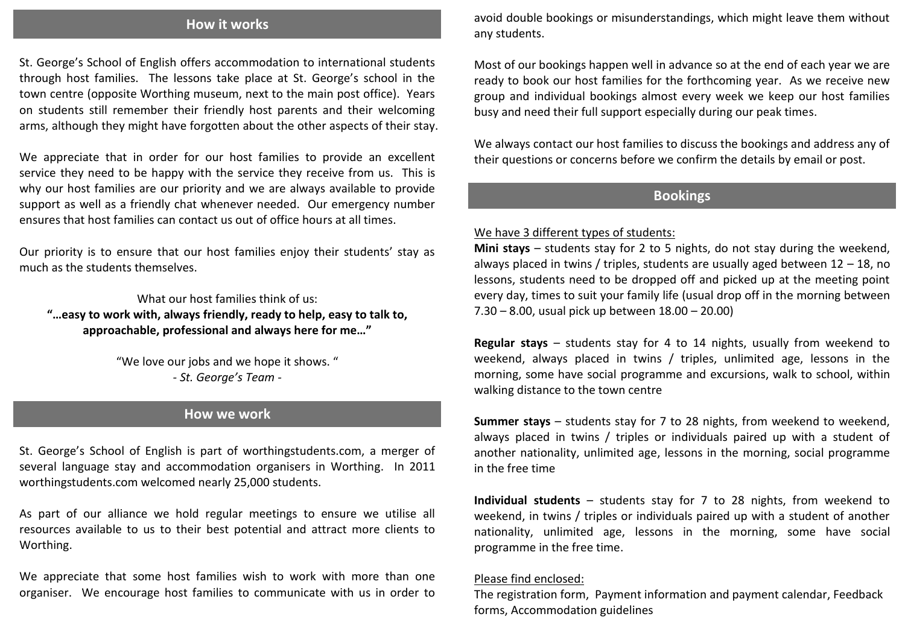## How it works

St. George's School of English offers accommodation to international students through host families. The lessons take place at St. George's school in the town centre (opposite Worthing museum, next to the main post office). Years on students still remember their friendly host parents and their welcoming arms, although they might have forgotten about the other aspects of their stay.

We appreciate that in order for our host families to provide an excellent service they need to be happy with the service they receive from us. This is why our host families are our priority and we are always available to provide support as well as a friendly chat whenever needed. Our emergency number ensures that host families can contact us out of office hours at all times.

Our priority is to ensure that our host families enjoy their students' stay as much as the students themselves.

What our host families think of us:
**"…easy to work with, always friendly, ready to help, easy to talk to, approachable, professional and always here for me…"**

"We love our jobs and we hope it shows. "
*- St. George's Team -*

## How we work

St. George's School of English is part of worthingstudents.com, a merger of several language stay and accommodation organisers in Worthing. In 2011 worthingstudents.com welcomed nearly 25,000 students.

As part of our alliance we hold regular meetings to ensure we utilise all resources available to us to their best potential and attract more clients to Worthing.

We appreciate that some host families wish to work with more than one organiser. We encourage host families to communicate with us in order to avoid double bookings or misunderstandings, which might leave them without any students.

Most of our bookings happen well in advance so at the end of each year we are ready to book our host families for the forthcoming year. As we receive new group and individual bookings almost every week we keep our host families busy and need their full support especially during our peak times.

We always contact our host families to discuss the bookings and address any of their questions or concerns before we confirm the details by email or post.

## Bookings

We have 3 different types of students:

**Mini stays** – students stay for 2 to 5 nights, do not stay during the weekend, always placed in twins / triples, students are usually aged between 12 – 18, no lessons, students need to be dropped off and picked up at the meeting point every day, times to suit your family life (usual drop off in the morning between 7.30 – 8.00, usual pick up between 18.00 – 20.00)

**Regular stays** – students stay for 4 to 14 nights, usually from weekend to weekend, always placed in twins / triples, unlimited age, lessons in the morning, some have social programme and excursions, walk to school, within walking distance to the town centre

**Summer stays** – students stay for 7 to 28 nights, from weekend to weekend, always placed in twins / triples or individuals paired up with a student of another nationality, unlimited age, lessons in the morning, social programme in the free time

**Individual students** – students stay for 7 to 28 nights, from weekend to weekend, in twins / triples or individuals paired up with a student of another nationality, unlimited age, lessons in the morning, some have social programme in the free time.

Please find enclosed:
The registration form, Payment information and payment calendar, Feedback forms, Accommodation guidelines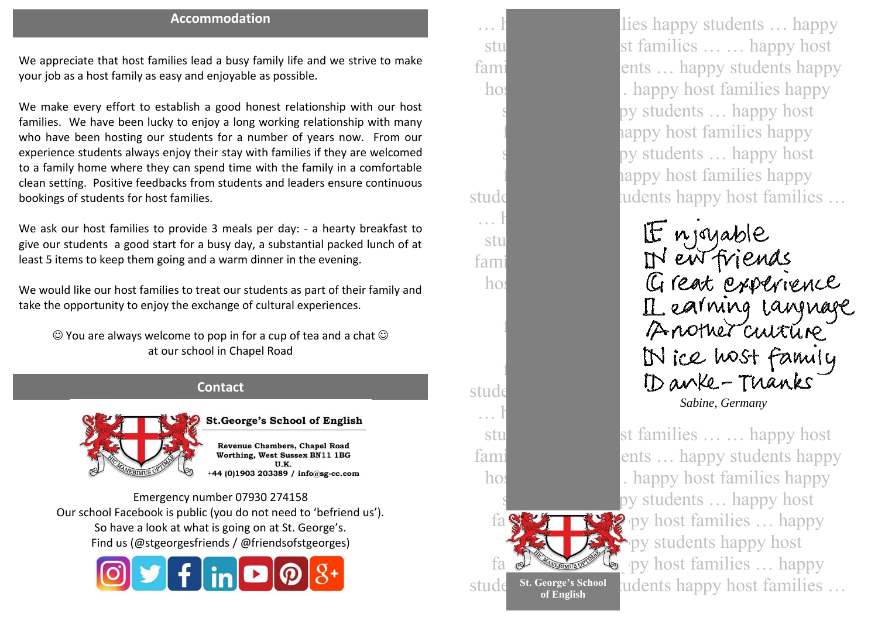## Accommodation

We appreciate that host families lead a busy family life and we strive to make your job as a host family as easy and enjoyable as possible.

We make every effort to establish a good honest relationship with our host families. We have been lucky to enjoy a long working relationship with many who have been hosting our students for a number of years now. From our experience students always enjoy their stay with families if they are welcomed to a family home where they can spend time with the family in a comfortable clean setting. Positive feedbacks from students and leaders ensure continuous bookings of students for host families.

We ask our host families to provide 3 meals per day: - a hearty breakfast to give our students a good start for a busy day, a substantial packed lunch of at least 5 items to keep them going and a warm dinner in the evening.

We would like our host families to treat our students as part of their family and take the opportunity to enjoy the exchange of cultural experiences.

☺ You are always welcome to pop in for a cup of tea and a chat ☺
at our school in Chapel Road

## Contact

**St.George's School of English**

Revenue Chambers, Chapel Road
Worthing, West Sussex BN11 1BG
U.K.
+44 (0)1903 203389 / info@sg-cc.com

Emergency number 07930 274158
Our school Facebook is public (you do not need to 'befriend us').
So have a look at what is going on at St. George's.
Find us (@stgeorgesfriends / @friendsofstgeorges)

... happy students ... happy host families ... happy students happy host families happy students ... happy host families happy host families happy students happy host families ...

**E** njoyable
**N** ew friends
**G** reat experience
**L** earning language
**A** nother culture
**N** ice host family
**D** anke - Thanks

*Sabine, Germany*

... happy host families ... happy students happy host families happy students ... happy host families ... happy students happy host families ... happy students happy host families ...

St. George's School of English